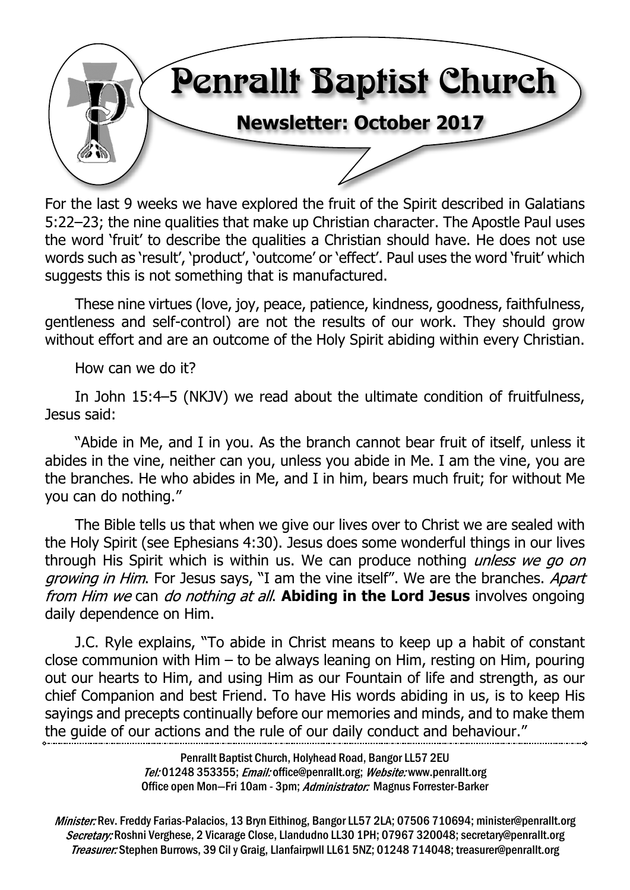# Penrallt Baptist Church

## Newsletter: October 2017

For the last 9 weeks we have explored the fruit of the Spirit described in Galatians 5:22–23; the nine qualities that make up Christian character. The Apostle Paul uses the word 'fruit' to describe the qualities a Christian should have. He does not use words such as 'result', 'product', 'outcome' or 'effect'. Paul uses the word 'fruit' which suggests this is not something that is manufactured.

These nine virtues (love, joy, peace, patience, kindness, goodness, faithfulness, gentleness and self-control) are not the results of our work. They should grow without effort and are an outcome of the Holy Spirit abiding within every Christian.

How can we do it?

In John 15:4–5 (NKJV) we read about the ultimate condition of fruitfulness, Jesus said:

"Abide in Me, and I in you. As the branch cannot bear fruit of itself, unless it abides in the vine, neither can you, unless you abide in Me. I am the vine, you are the branches. He who abides in Me, and I in him, bears much fruit; for without Me you can do nothing."

The Bible tells us that when we give our lives over to Christ we are sealed with the Holy Spirit (see Ephesians 4:30). Jesus does some wonderful things in our lives through His Spirit which is within us. We can produce nothing *unless we go on growing in Him*. For Jesus says, "I am the vine itself". We are the branches. *Apart from Him we* can *do nothing at all*. **Abiding in the Lord Jesus** involves ongoing daily dependence on Him.

J.C. Ryle explains, "To abide in Christ means to keep up a habit of constant close communion with Him – to be always leaning on Him, resting on Him, pouring out our hearts to Him, and using Him as our Fountain of life and strength, as our chief Companion and best Friend. To have His words abiding in us, is to keep His sayings and precepts continually before our memories and minds, and to make them the guide of our actions and the rule of our daily conduct and behaviour."

---

Penrallt Baptist Church, Holyhead Road, Bangor LL57 2EU
*Tel:* 01248 353355; *Email:* office@penrallt.org; *Website:* www.penrallt.org
Office open Mon–Fri 10am - 3pm; *Administrator:* Magnus Forrester-Barker

*Minister:* Rev. Freddy Farias-Palacios, 13 Bryn Eithinog, Bangor LL57 2LA; 07506 710694; minister@penrallt.org
*Secretary:* Roshni Verghese, 2 Vicarage Close, Llandudno LL30 1PH; 07967 320048; secretary@penrallt.org
*Treasurer:* Stephen Burrows, 39 Cil y Graig, Llanfairpwll LL61 5NZ; 01248 714048; treasurer@penrallt.org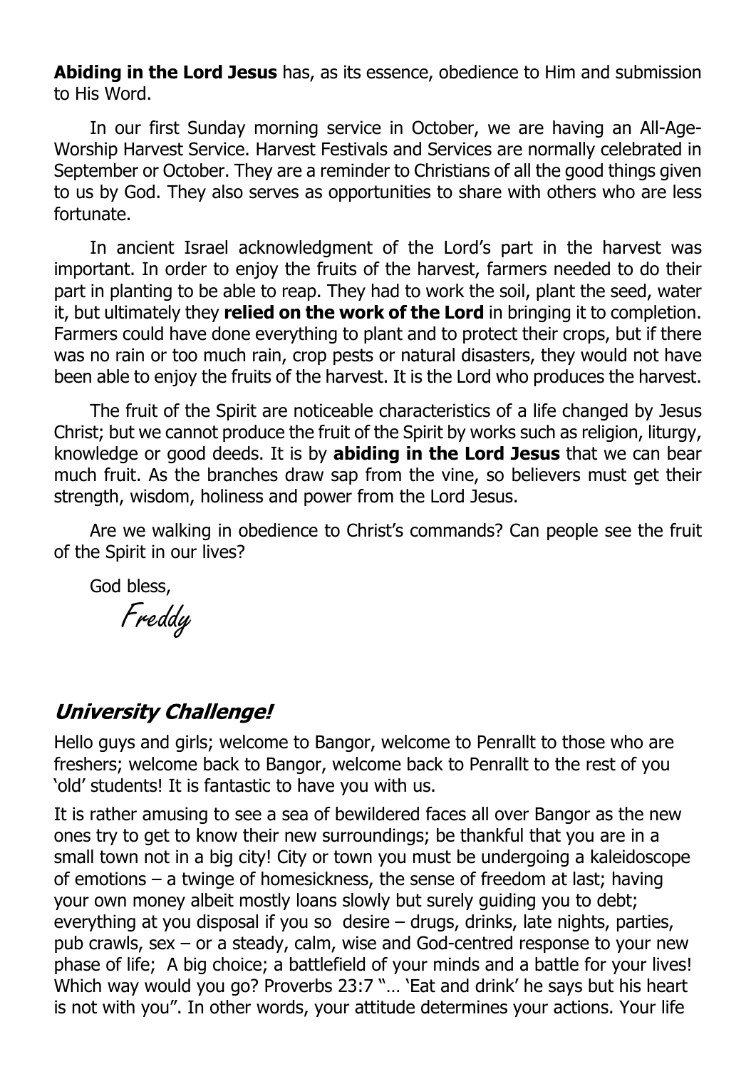**Abiding in the Lord Jesus** has, as its essence, obedience to Him and submission to His Word.

In our first Sunday morning service in October, we are having an All-Age-Worship Harvest Service. Harvest Festivals and Services are normally celebrated in September or October. They are a reminder to Christians of all the good things given to us by God. They also serves as opportunities to share with others who are less fortunate.

In ancient Israel acknowledgment of the Lord's part in the harvest was important. In order to enjoy the fruits of the harvest, farmers needed to do their part in planting to be able to reap. They had to work the soil, plant the seed, water it, but ultimately they **relied on the work of the Lord** in bringing it to completion. Farmers could have done everything to plant and to protect their crops, but if there was no rain or too much rain, crop pests or natural disasters, they would not have been able to enjoy the fruits of the harvest. It is the Lord who produces the harvest.

The fruit of the Spirit are noticeable characteristics of a life changed by Jesus Christ; but we cannot produce the fruit of the Spirit by works such as religion, liturgy, knowledge or good deeds. It is by **abiding in the Lord Jesus** that we can bear much fruit. As the branches draw sap from the vine, so believers must get their strength, wisdom, holiness and power from the Lord Jesus.

Are we walking in obedience to Christ's commands? Can people see the fruit of the Spirit in our lives?

God bless,

*Freddy*

## *University Challenge!*

Hello guys and girls; welcome to Bangor, welcome to Penrallt to those who are freshers; welcome back to Bangor, welcome back to Penrallt to the rest of you 'old' students! It is fantastic to have you with us.

It is rather amusing to see a sea of bewildered faces all over Bangor as the new ones try to get to know their new surroundings; be thankful that you are in a small town not in a big city! City or town you must be undergoing a kaleidoscope of emotions – a twinge of homesickness, the sense of freedom at last; having your own money albeit mostly loans slowly but surely guiding you to debt; everything at you disposal if you so desire – drugs, drinks, late nights, parties, pub crawls, sex – or a steady, calm, wise and God-centred response to your new phase of life; A big choice; a battlefield of your minds and a battle for your lives! Which way would you go? Proverbs 23:7 "… 'Eat and drink' he says but his heart is not with you". In other words, your attitude determines your actions. Your life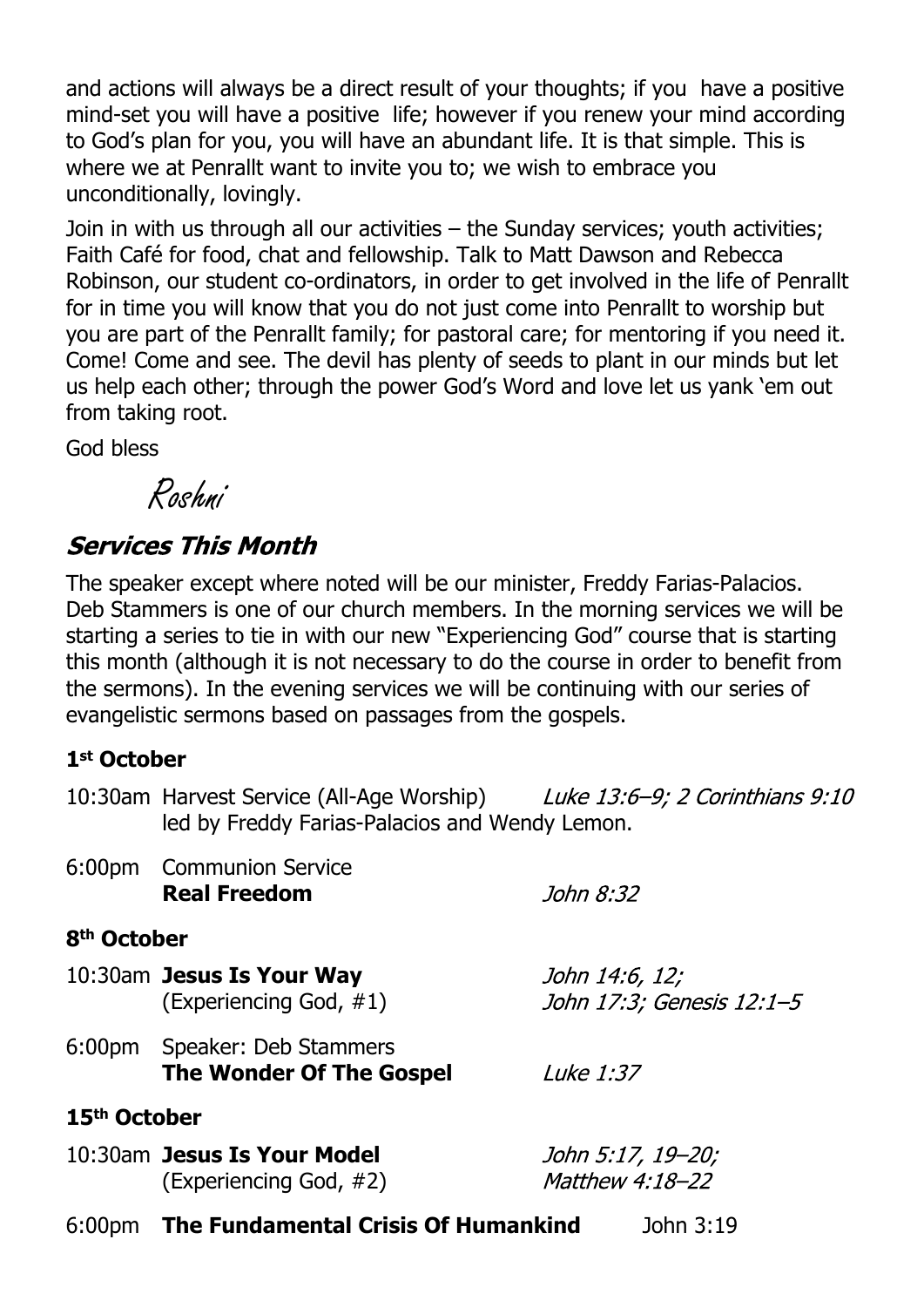and actions will always be a direct result of your thoughts; if you have a positive mind-set you will have a positive life; however if you renew your mind according to God's plan for you, you will have an abundant life. It is that simple. This is where we at Penrallt want to invite you to; we wish to embrace you unconditionally, lovingly.

Join in with us through all our activities – the Sunday services; youth activities; Faith Café for food, chat and fellowship. Talk to Matt Dawson and Rebecca Robinson, our student co-ordinators, in order to get involved in the life of Penrallt for in time you will know that you do not just come into Penrallt to worship but you are part of the Penrallt family; for pastoral care; for mentoring if you need it. Come! Come and see. The devil has plenty of seeds to plant in our minds but let us help each other; through the power God's Word and love let us yank 'em out from taking root.

God bless

*Roshni*

## Services This Month

The speaker except where noted will be our minister, Freddy Farias-Palacios. Deb Stammers is one of our church members. In the morning services we will be starting a series to tie in with our new "Experiencing God" course that is starting this month (although it is not necessary to do the course in order to benefit from the sermons). In the evening services we will be continuing with our series of evangelistic sermons based on passages from the gospels.

### 1st October

10:30am Harvest Service (All-Age Worship) led by Freddy Farias-Palacios and Wendy Lemon. — *Luke 13:6–9; 2 Corinthians 9:10*

6:00pm Communion Service
**Real Freedom** — *John 8:32*

### 8th October

10:30am **Jesus Is Your Way** (Experiencing God, #1) — *John 14:6, 12; John 17:3; Genesis 12:1–5*

6:00pm Speaker: Deb Stammers
**The Wonder Of The Gospel** — *Luke 1:37*

### 15th October

10:30am **Jesus Is Your Model** (Experiencing God, #2) — *John 5:17, 19–20; Matthew 4:18–22*

6:00pm **The Fundamental Crisis Of Humankind** — John 3:19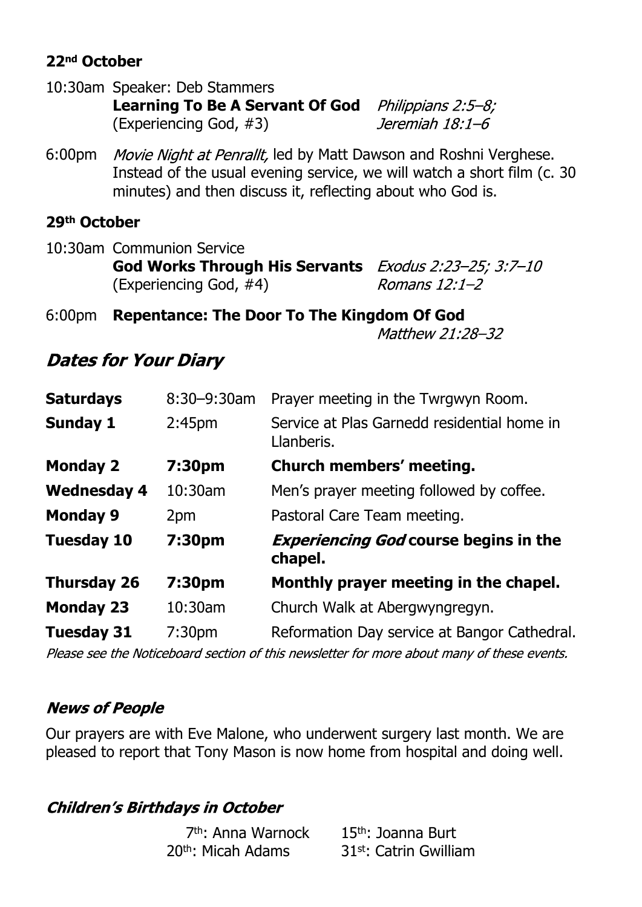**22nd October**

10:30am Speaker: Deb Stammers
**Learning To Be A Servant Of God** *Philippians 2:5–8; Jeremiah 18:1–6*
(Experiencing God, #3)

6:00pm *Movie Night at Penrallt,* led by Matt Dawson and Roshni Verghese. Instead of the usual evening service, we will watch a short film (c. 30 minutes) and then discuss it, reflecting about who God is.

**29th October**

10:30am Communion Service
**God Works Through His Servants** *Exodus 2:23–25; 3:7–10; Romans 12:1–2*
(Experiencing God, #4)

6:00pm **Repentance: The Door To The Kingdom Of God** *Matthew 21:28–32*

## *Dates for Your Diary*

| | | |
|---|---|---|
| **Saturdays** | 8:30–9:30am | Prayer meeting in the Twrgwyn Room. |
| **Sunday 1** | 2:45pm | Service at Plas Garnedd residential home in Llanberis. |
| **Monday 2** | **7:30pm** | **Church members' meeting.** |
| **Wednesday 4** | 10:30am | Men's prayer meeting followed by coffee. |
| **Monday 9** | 2pm | Pastoral Care Team meeting. |
| **Tuesday 10** | **7:30pm** | ***Experiencing God* course begins in the chapel.** |
| **Thursday 26** | **7:30pm** | **Monthly prayer meeting in the chapel.** |
| **Monday 23** | 10:30am | Church Walk at Abergwyngregyn. |
| **Tuesday 31** | 7:30pm | Reformation Day service at Bangor Cathedral. |

*Please see the Noticeboard section of this newsletter for more about many of these events.*

## *News of People*

Our prayers are with Eve Malone, who underwent surgery last month. We are pleased to report that Tony Mason is now home from hospital and doing well.

## *Children's Birthdays in October*

7th: Anna Warnock
15th: Joanna Burt
20th: Micah Adams
31st: Catrin Gwilliam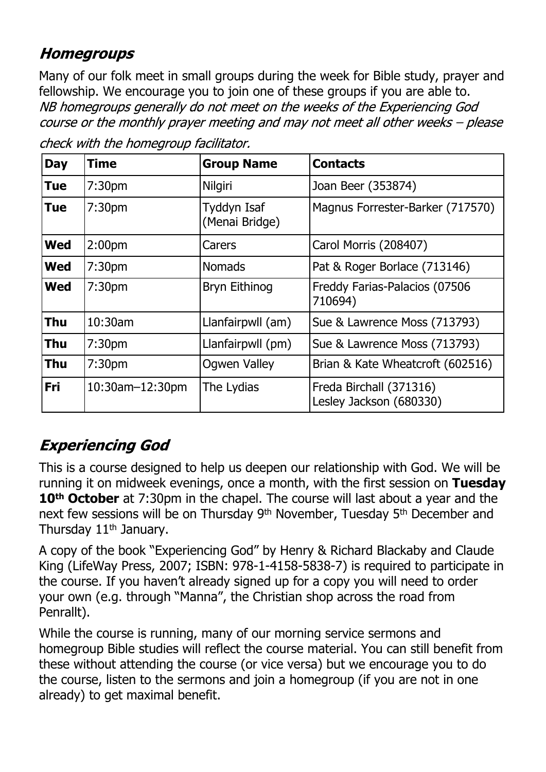## *Homegroups*

Many of our folk meet in small groups during the week for Bible study, prayer and fellowship. We encourage you to join one of these groups if you are able to. *NB homegroups generally do not meet on the weeks of the Experiencing God course or the monthly prayer meeting and may not meet all other weeks – please check with the homegroup facilitator.*

| Day | Time | Group Name | Contacts |
|---|---|---|---|
| **Tue** | 7:30pm | Nilgiri | Joan Beer (353874) |
| **Tue** | 7:30pm | Tyddyn Isaf (Menai Bridge) | Magnus Forrester-Barker (717570) |
| **Wed** | 2:00pm | Carers | Carol Morris (208407) |
| **Wed** | 7:30pm | Nomads | Pat & Roger Borlace (713146) |
| **Wed** | 7:30pm | Bryn Eithinog | Freddy Farias-Palacios (07506 710694) |
| **Thu** | 10:30am | Llanfairpwll (am) | Sue & Lawrence Moss (713793) |
| **Thu** | 7:30pm | Llanfairpwll (pm) | Sue & Lawrence Moss (713793) |
| **Thu** | 7:30pm | Ogwen Valley | Brian & Kate Wheatcroft (602516) |
| **Fri** | 10:30am–12:30pm | The Lydias | Freda Birchall (371316) Lesley Jackson (680330) |

## *Experiencing God*

This is a course designed to help us deepen our relationship with God. We will be running it on midweek evenings, once a month, with the first session on **Tuesday 10th October** at 7:30pm in the chapel. The course will last about a year and the next few sessions will be on Thursday 9th November, Tuesday 5th December and Thursday 11th January.

A copy of the book "Experiencing God" by Henry & Richard Blackaby and Claude King (LifeWay Press, 2007; ISBN: 978-1-4158-5838-7) is required to participate in the course. If you haven't already signed up for a copy you will need to order your own (e.g. through "Manna", the Christian shop across the road from Penrallt).

While the course is running, many of our morning service sermons and homegroup Bible studies will reflect the course material. You can still benefit from these without attending the course (or vice versa) but we encourage you to do the course, listen to the sermons and join a homegroup (if you are not in one already) to get maximal benefit.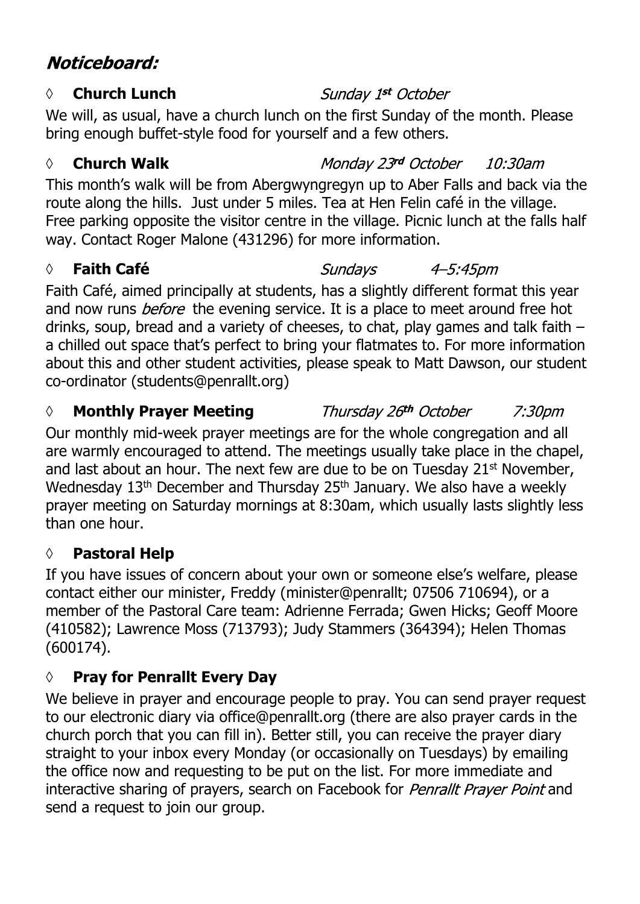# Noticeboard:

### ◊ **Church Lunch** *Sunday 1st October*

We will, as usual, have a church lunch on the first Sunday of the month. Please bring enough buffet-style food for yourself and a few others.

### ◊ **Church Walk** *Monday 23rd October 10:30am*

This month's walk will be from Abergwyngregyn up to Aber Falls and back via the route along the hills. Just under 5 miles. Tea at Hen Felin café in the village. Free parking opposite the visitor centre in the village. Picnic lunch at the falls half way. Contact Roger Malone (431296) for more information.

### ◊ **Faith Café** *Sundays 4–5:45pm*

Faith Café, aimed principally at students, has a slightly different format this year and now runs *before* the evening service. It is a place to meet around free hot drinks, soup, bread and a variety of cheeses, to chat, play games and talk faith – a chilled out space that's perfect to bring your flatmates to. For more information about this and other student activities, please speak to Matt Dawson, our student co-ordinator (students@penrallt.org)

### ◊ **Monthly Prayer Meeting** *Thursday 26th October 7:30pm*

Our monthly mid-week prayer meetings are for the whole congregation and all are warmly encouraged to attend. The meetings usually take place in the chapel, and last about an hour. The next few are due to be on Tuesday 21st November, Wednesday 13th December and Thursday 25th January. We also have a weekly prayer meeting on Saturday mornings at 8:30am, which usually lasts slightly less than one hour.

### ◊ **Pastoral Help**

If you have issues of concern about your own or someone else's welfare, please contact either our minister, Freddy (minister@penrallt; 07506 710694), or a member of the Pastoral Care team: Adrienne Ferrada; Gwen Hicks; Geoff Moore (410582); Lawrence Moss (713793); Judy Stammers (364394); Helen Thomas (600174).

### ◊ **Pray for Penrallt Every Day**

We believe in prayer and encourage people to pray. You can send prayer request to our electronic diary via office@penrallt.org (there are also prayer cards in the church porch that you can fill in). Better still, you can receive the prayer diary straight to your inbox every Monday (or occasionally on Tuesdays) by emailing the office now and requesting to be put on the list. For more immediate and interactive sharing of prayers, search on Facebook for *Penrallt Prayer Point* and send a request to join our group.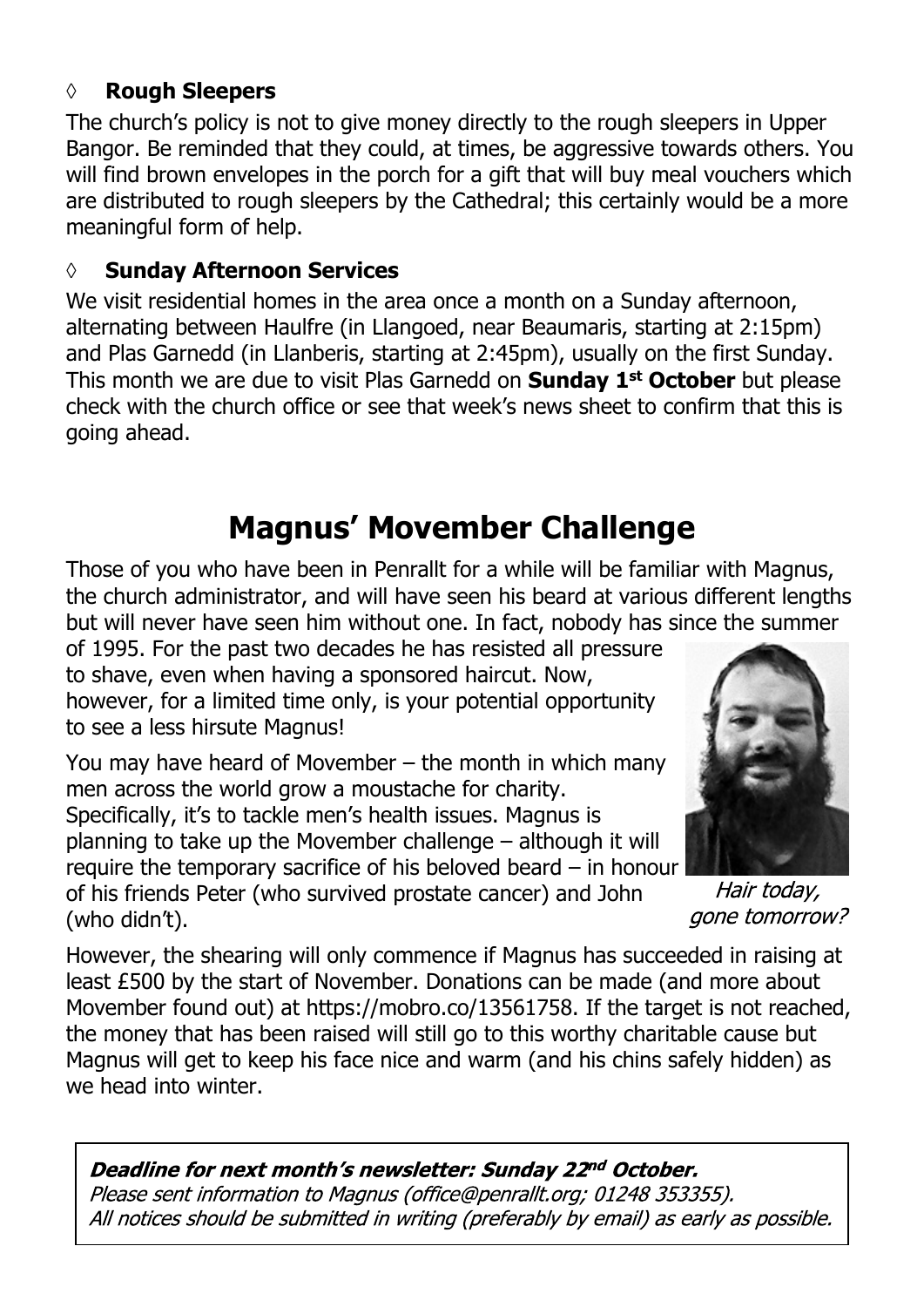◊ **Rough Sleepers**

The church's policy is not to give money directly to the rough sleepers in Upper Bangor. Be reminded that they could, at times, be aggressive towards others. You will find brown envelopes in the porch for a gift that will buy meal vouchers which are distributed to rough sleepers by the Cathedral; this certainly would be a more meaningful form of help.

◊ **Sunday Afternoon Services**

We visit residential homes in the area once a month on a Sunday afternoon, alternating between Haulfre (in Llangoed, near Beaumaris, starting at 2:15pm) and Plas Garnedd (in Llanberis, starting at 2:45pm), usually on the first Sunday. This month we are due to visit Plas Garnedd on **Sunday 1st October** but please check with the church office or see that week's news sheet to confirm that this is going ahead.

# Magnus' Movember Challenge

Those of you who have been in Penrallt for a while will be familiar with Magnus, the church administrator, and will have seen his beard at various different lengths but will never have seen him without one. In fact, nobody has since the summer of 1995. For the past two decades he has resisted all pressure to shave, even when having a sponsored haircut. Now, however, for a limited time only, is your potential opportunity to see a less hirsute Magnus!

You may have heard of Movember – the month in which many men across the world grow a moustache for charity. Specifically, it's to tackle men's health issues. Magnus is planning to take up the Movember challenge – although it will require the temporary sacrifice of his beloved beard – in honour of his friends Peter (who survived prostate cancer) and John (who didn't).

*Hair today, gone tomorrow?*

However, the shearing will only commence if Magnus has succeeded in raising at least £500 by the start of November. Donations can be made (and more about Movember found out) at https://mobro.co/13561758. If the target is not reached, the money that has been raised will still go to this worthy charitable cause but Magnus will get to keep his face nice and warm (and his chins safely hidden) as we head into winter.

***Deadline for next month's newsletter: Sunday 22nd October.***
*Please sent information to Magnus (office@penrallt.org; 01248 353355).*
*All notices should be submitted in writing (preferably by email) as early as possible.*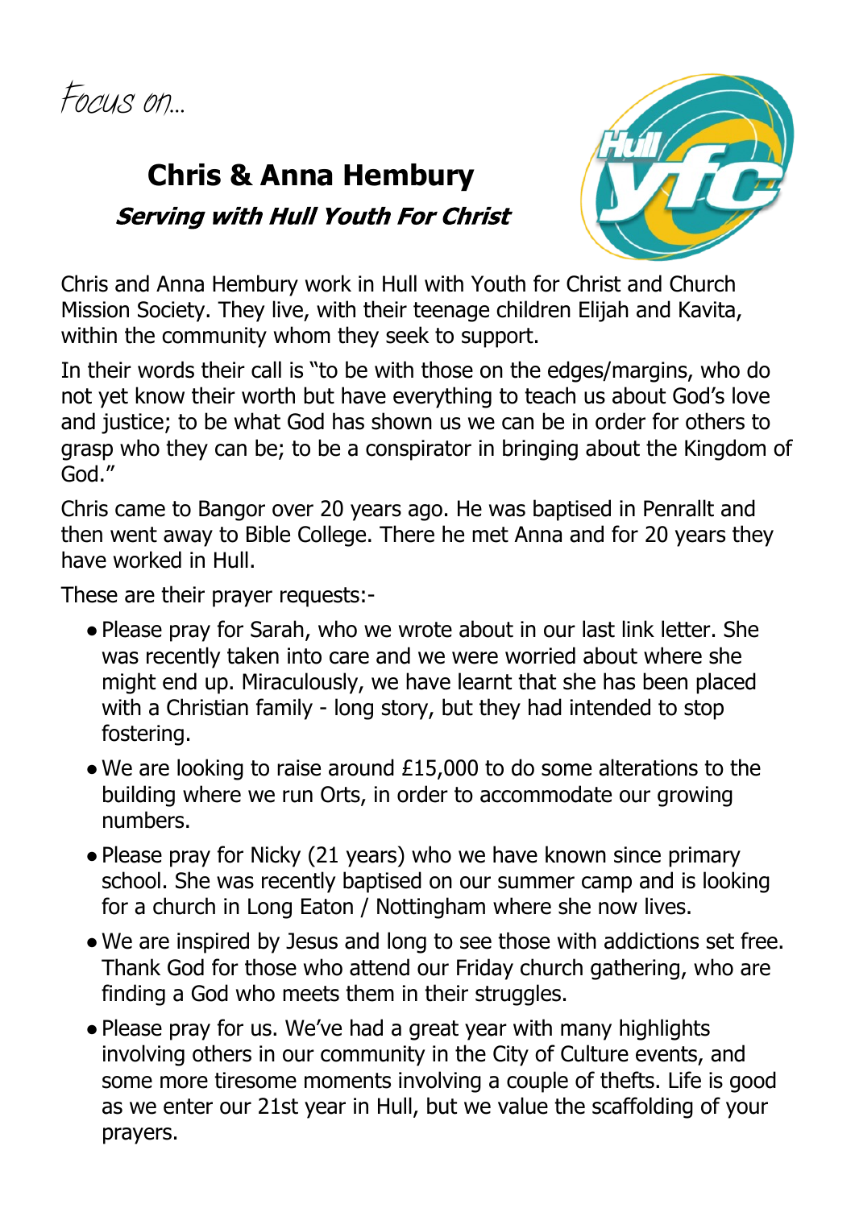*Focus on...*

# Chris & Anna Hembury

## *Serving with Hull Youth For Christ*

Chris and Anna Hembury work in Hull with Youth for Christ and Church Mission Society. They live, with their teenage children Elijah and Kavita, within the community whom they seek to support.

In their words their call is "to be with those on the edges/margins, who do not yet know their worth but have everything to teach us about God's love and justice; to be what God has shown us we can be in order for others to grasp who they can be; to be a conspirator in bringing about the Kingdom of God."

Chris came to Bangor over 20 years ago. He was baptised in Penrallt and then went away to Bible College. There he met Anna and for 20 years they have worked in Hull.

These are their prayer requests:-

- Please pray for Sarah, who we wrote about in our last link letter. She was recently taken into care and we were worried about where she might end up. Miraculously, we have learnt that she has been placed with a Christian family - long story, but they had intended to stop fostering.
- We are looking to raise around £15,000 to do some alterations to the building where we run Orts, in order to accommodate our growing numbers.
- Please pray for Nicky (21 years) who we have known since primary school. She was recently baptised on our summer camp and is looking for a church in Long Eaton / Nottingham where she now lives.
- We are inspired by Jesus and long to see those with addictions set free. Thank God for those who attend our Friday church gathering, who are finding a God who meets them in their struggles.
- Please pray for us. We've had a great year with many highlights involving others in our community in the City of Culture events, and some more tiresome moments involving a couple of thefts. Life is good as we enter our 21st year in Hull, but we value the scaffolding of your prayers.